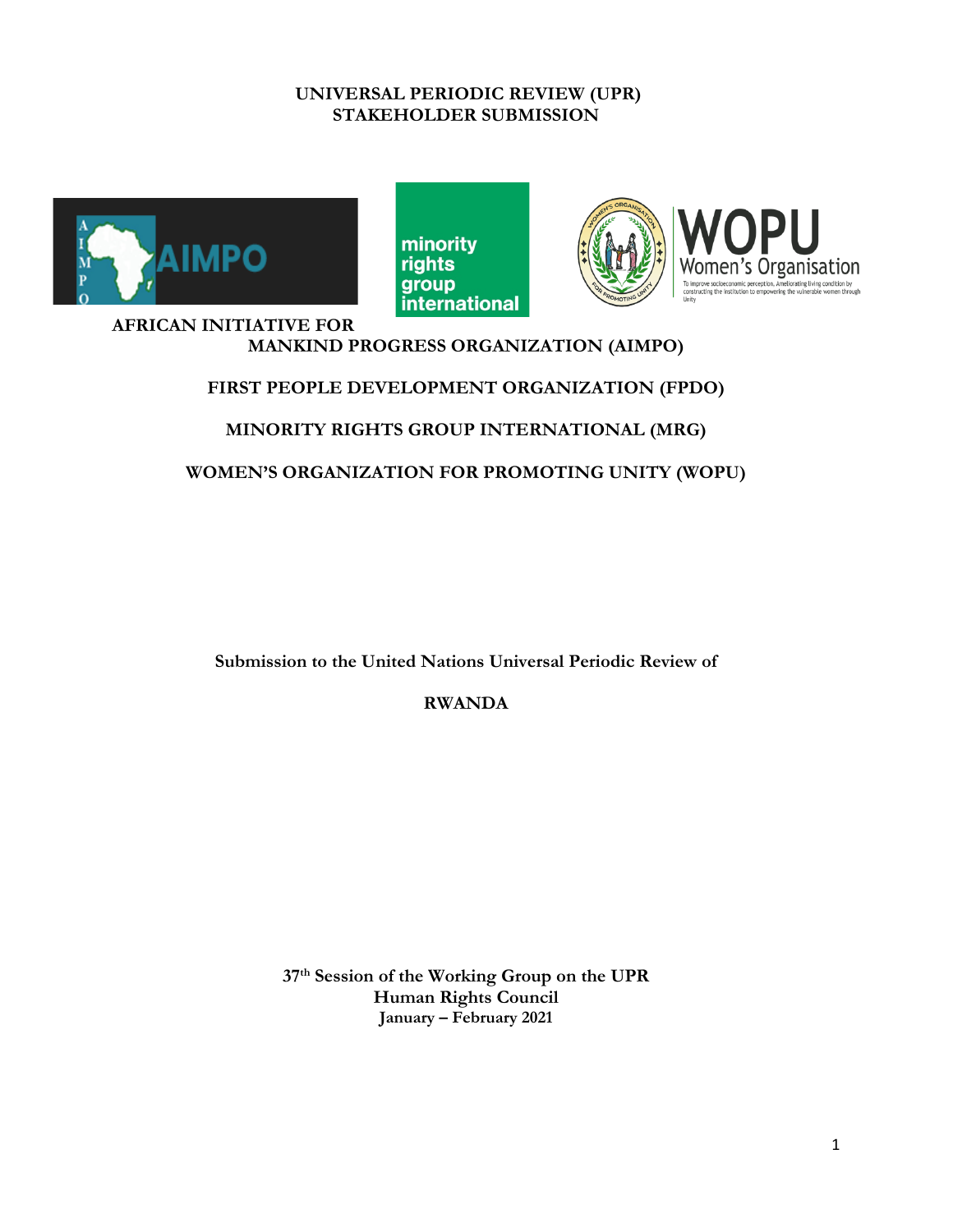**UNIVERSAL PERIODIC REVIEW (UPR)**
**STAKEHOLDER SUBMISSION**

**AFRICAN INITIATIVE FOR MANKIND PROGRESS ORGANIZATION (AIMPO)**

**FIRST PEOPLE DEVELOPMENT ORGANIZATION (FPDO)**

**MINORITY RIGHTS GROUP INTERNATIONAL (MRG)**

**WOMEN'S ORGANIZATION FOR PROMOTING UNITY (WOPU)**

**Submission to the United Nations Universal Periodic Review of**

**RWANDA**

**37th Session of the Working Group on the UPR**
**Human Rights Council**
**January – February 2021**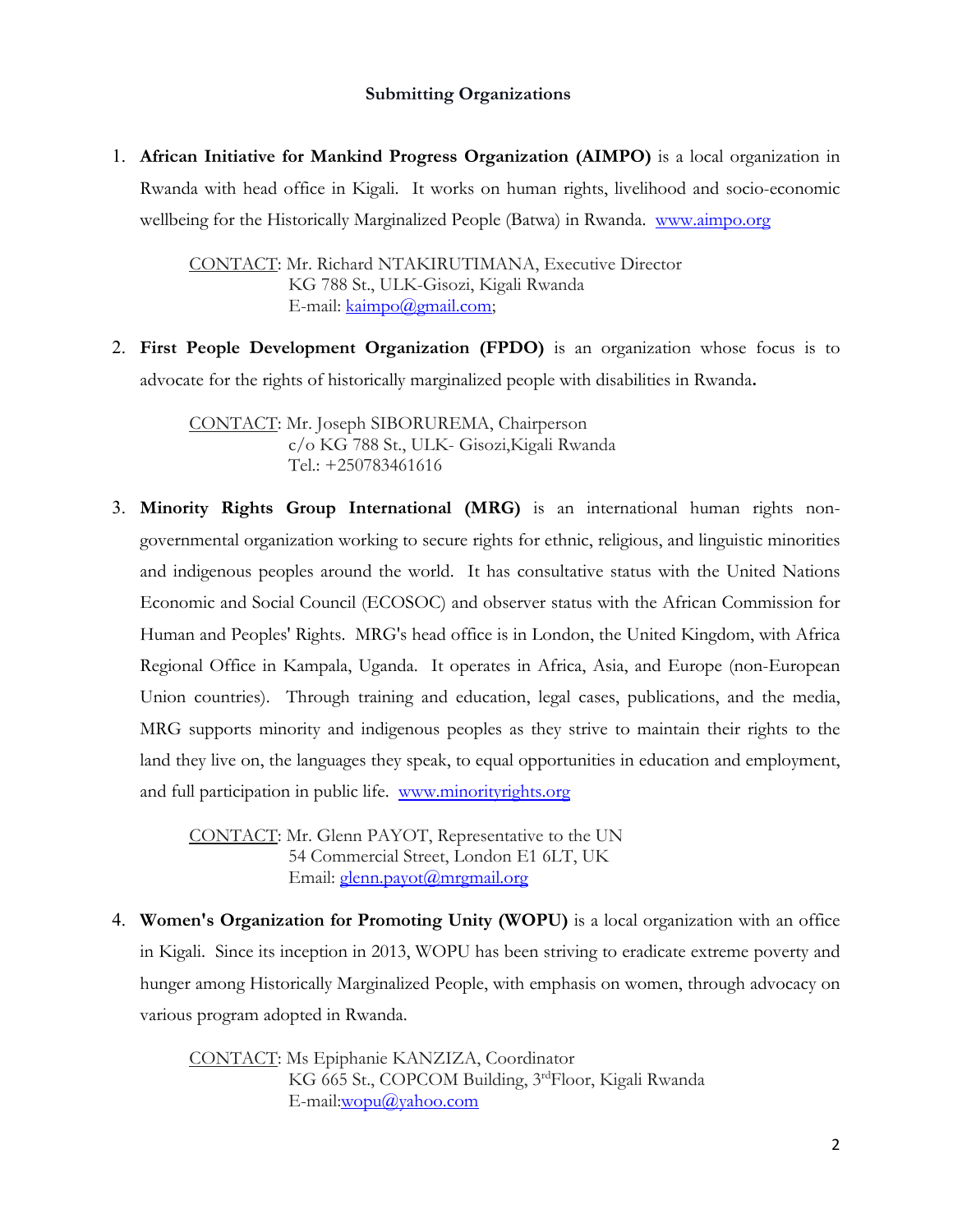## Submitting Organizations

1. **African Initiative for Mankind Progress Organization (AIMPO)** is a local organization in Rwanda with head office in Kigali. It works on human rights, livelihood and socio-economic wellbeing for the Historically Marginalized People (Batwa) in Rwanda. www.aimpo.org

   CONTACT: Mr. Richard NTAKIRUTIMANA, Executive Director
   KG 788 St., ULK-Gisozi, Kigali Rwanda
   E-mail: kaimpo@gmail.com;

2. **First People Development Organization (FPDO)** is an organization whose focus is to advocate for the rights of historically marginalized people with disabilities in Rwanda**.**

   CONTACT: Mr. Joseph SIBORUREMA, Chairperson
   c/o KG 788 St., ULK- Gisozi,Kigali Rwanda
   Tel.: +250783461616

3. **Minority Rights Group International (MRG)** is an international human rights non-governmental organization working to secure rights for ethnic, religious, and linguistic minorities and indigenous peoples around the world. It has consultative status with the United Nations Economic and Social Council (ECOSOC) and observer status with the African Commission for Human and Peoples' Rights. MRG's head office is in London, the United Kingdom, with Africa Regional Office in Kampala, Uganda. It operates in Africa, Asia, and Europe (non-European Union countries). Through training and education, legal cases, publications, and the media, MRG supports minority and indigenous peoples as they strive to maintain their rights to the land they live on, the languages they speak, to equal opportunities in education and employment, and full participation in public life. www.minorityrights.org

   CONTACT: Mr. Glenn PAYOT, Representative to the UN
   54 Commercial Street, London E1 6LT, UK
   Email: glenn.payot@mrgmail.org

4. **Women's Organization for Promoting Unity (WOPU)** is a local organization with an office in Kigali. Since its inception in 2013, WOPU has been striving to eradicate extreme poverty and hunger among Historically Marginalized People, with emphasis on women, through advocacy on various program adopted in Rwanda.

   CONTACT: Ms Epiphanie KANZIZA, Coordinator
   KG 665 St., COPCOM Building, 3rd Floor, Kigali Rwanda
   E-mail:wopu@yahoo.com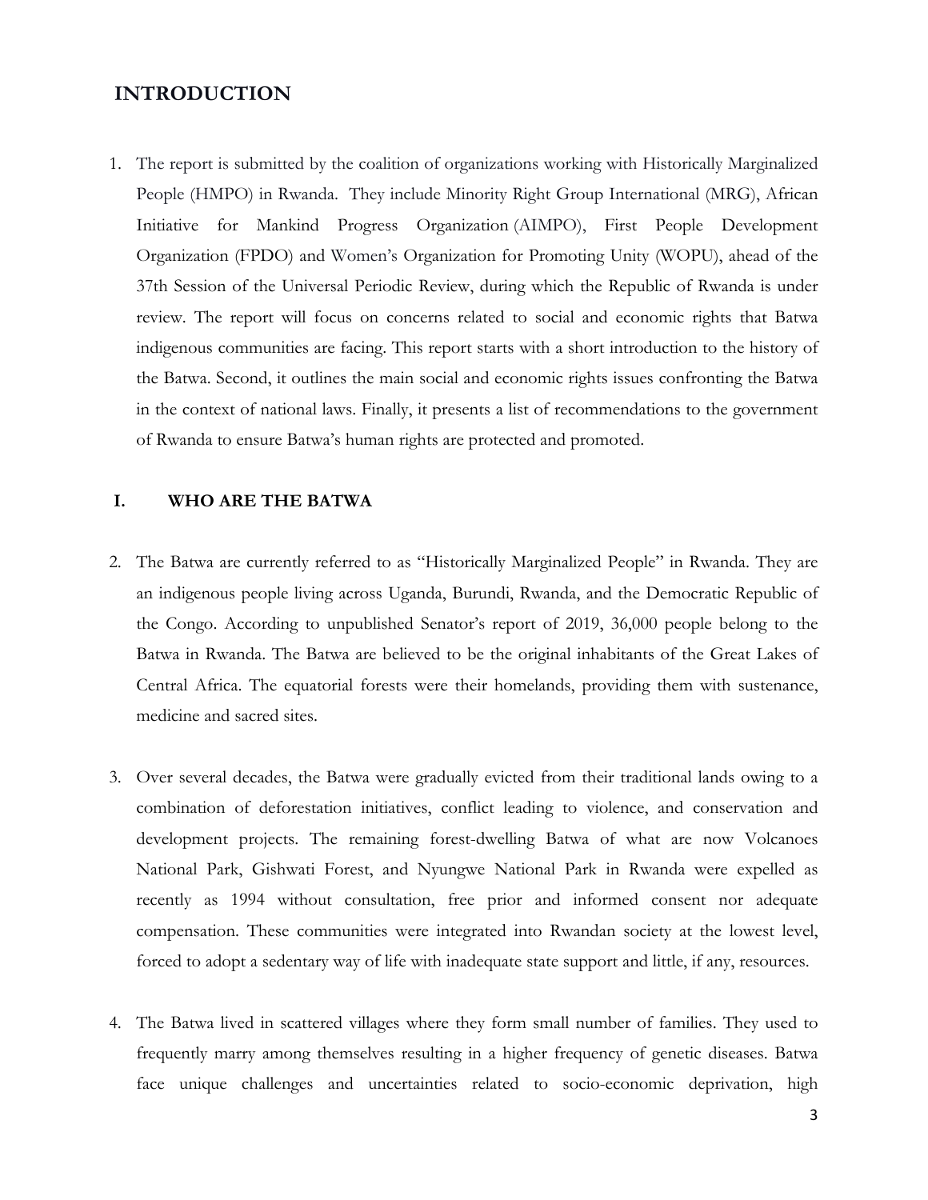## INTRODUCTION

1. The report is submitted by the coalition of organizations working with Historically Marginalized People (HMPO) in Rwanda. They include Minority Right Group International (MRG), African Initiative for Mankind Progress Organization (AIMPO), First People Development Organization (FPDO) and Women's Organization for Promoting Unity (WOPU), ahead of the 37th Session of the Universal Periodic Review, during which the Republic of Rwanda is under review. The report will focus on concerns related to social and economic rights that Batwa indigenous communities are facing. This report starts with a short introduction to the history of the Batwa. Second, it outlines the main social and economic rights issues confronting the Batwa in the context of national laws. Finally, it presents a list of recommendations to the government of Rwanda to ensure Batwa's human rights are protected and promoted.

## I. WHO ARE THE BATWA

2. The Batwa are currently referred to as "Historically Marginalized People" in Rwanda. They are an indigenous people living across Uganda, Burundi, Rwanda, and the Democratic Republic of the Congo. According to unpublished Senator's report of 2019, 36,000 people belong to the Batwa in Rwanda. The Batwa are believed to be the original inhabitants of the Great Lakes of Central Africa. The equatorial forests were their homelands, providing them with sustenance, medicine and sacred sites.

3. Over several decades, the Batwa were gradually evicted from their traditional lands owing to a combination of deforestation initiatives, conflict leading to violence, and conservation and development projects. The remaining forest-dwelling Batwa of what are now Volcanoes National Park, Gishwati Forest, and Nyungwe National Park in Rwanda were expelled as recently as 1994 without consultation, free prior and informed consent nor adequate compensation. These communities were integrated into Rwandan society at the lowest level, forced to adopt a sedentary way of life with inadequate state support and little, if any, resources.

4. The Batwa lived in scattered villages where they form small number of families. They used to frequently marry among themselves resulting in a higher frequency of genetic diseases. Batwa face unique challenges and uncertainties related to socio-economic deprivation, high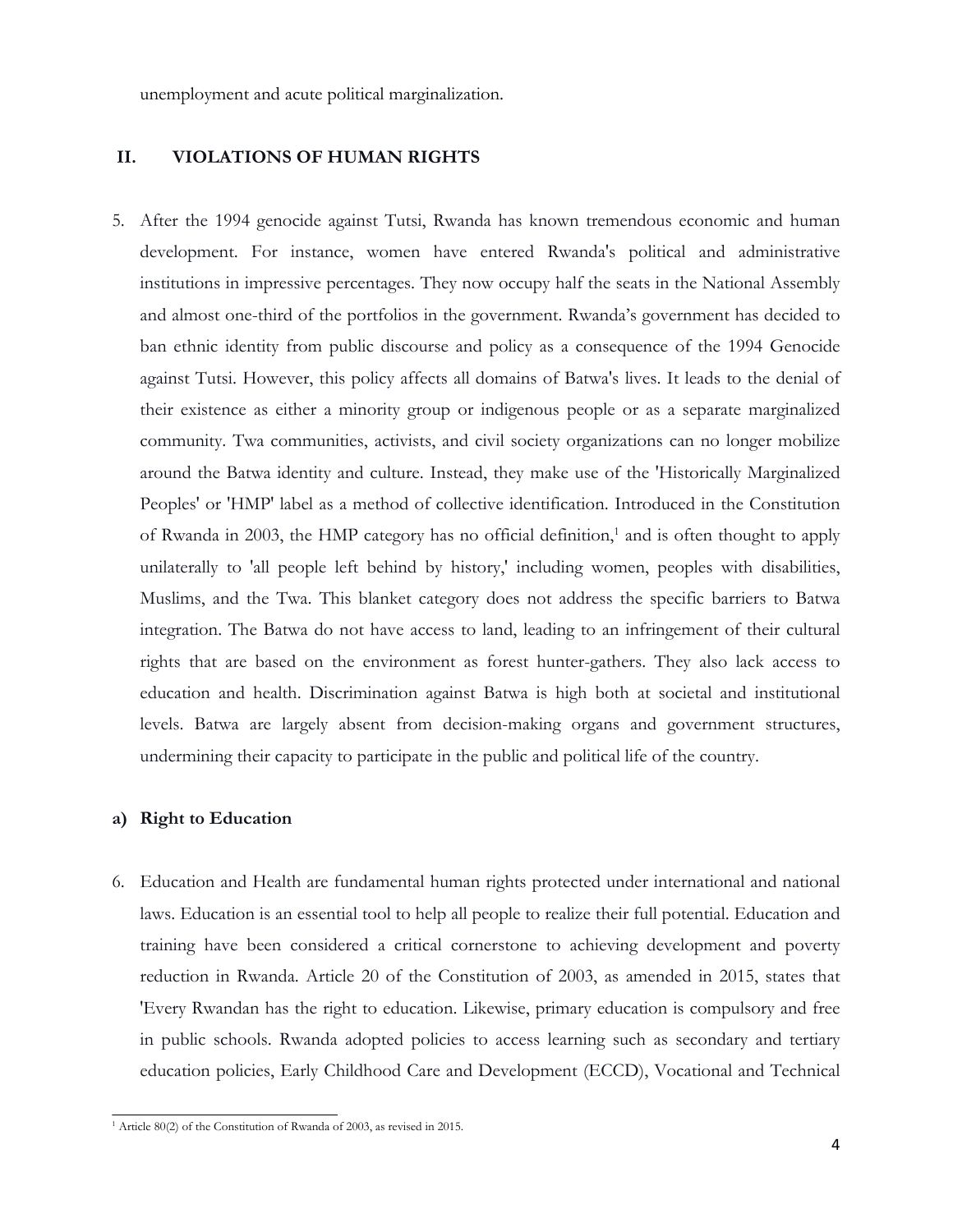unemployment and acute political marginalization.

## II. VIOLATIONS OF HUMAN RIGHTS

5. After the 1994 genocide against Tutsi, Rwanda has known tremendous economic and human development. For instance, women have entered Rwanda's political and administrative institutions in impressive percentages. They now occupy half the seats in the National Assembly and almost one-third of the portfolios in the government. Rwanda's government has decided to ban ethnic identity from public discourse and policy as a consequence of the 1994 Genocide against Tutsi. However, this policy affects all domains of Batwa's lives. It leads to the denial of their existence as either a minority group or indigenous people or as a separate marginalized community. Twa communities, activists, and civil society organizations can no longer mobilize around the Batwa identity and culture. Instead, they make use of the 'Historically Marginalized Peoples' or 'HMP' label as a method of collective identification. Introduced in the Constitution of Rwanda in 2003, the HMP category has no official definition,[1] and is often thought to apply unilaterally to 'all people left behind by history,' including women, peoples with disabilities, Muslims, and the Twa. This blanket category does not address the specific barriers to Batwa integration. The Batwa do not have access to land, leading to an infringement of their cultural rights that are based on the environment as forest hunter-gathers. They also lack access to education and health. Discrimination against Batwa is high both at societal and institutional levels. Batwa are largely absent from decision-making organs and government structures, undermining their capacity to participate in the public and political life of the country.

### a) Right to Education

6. Education and Health are fundamental human rights protected under international and national laws. Education is an essential tool to help all people to realize their full potential. Education and training have been considered a critical cornerstone to achieving development and poverty reduction in Rwanda. Article 20 of the Constitution of 2003, as amended in 2015, states that 'Every Rwandan has the right to education. Likewise, primary education is compulsory and free in public schools. Rwanda adopted policies to access learning such as secondary and tertiary education policies, Early Childhood Care and Development (ECCD), Vocational and Technical

[1] Article 80(2) of the Constitution of Rwanda of 2003, as revised in 2015.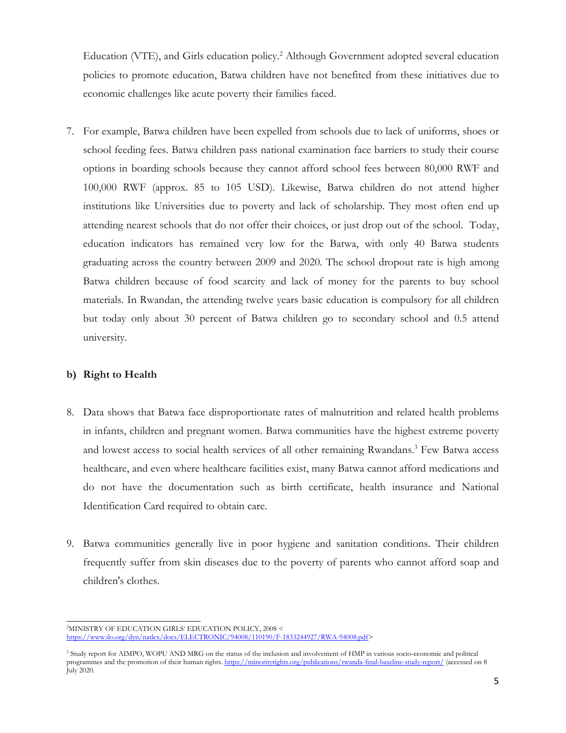Education (VTE), and Girls education policy.[2] Although Government adopted several education policies to promote education, Batwa children have not benefited from these initiatives due to economic challenges like acute poverty their families faced.

7. For example, Batwa children have been expelled from schools due to lack of uniforms, shoes or school feeding fees. Batwa children pass national examination face barriers to study their course options in boarding schools because they cannot afford school fees between 80,000 RWF and 100,000 RWF (approx. 85 to 105 USD). Likewise, Batwa children do not attend higher institutions like Universities due to poverty and lack of scholarship. They most often end up attending nearest schools that do not offer their choices, or just drop out of the school. Today, education indicators has remained very low for the Batwa, with only 40 Batwa students graduating across the country between 2009 and 2020. The school dropout rate is high among Batwa children because of food scarcity and lack of money for the parents to buy school materials. In Rwandan, the attending twelve years basic education is compulsory for all children but today only about 30 percent of Batwa children go to secondary school and 0.5 attend university.

**b) Right to Health**

8. Data shows that Batwa face disproportionate rates of malnutrition and related health problems in infants, children and pregnant women. Batwa communities have the highest extreme poverty and lowest access to social health services of all other remaining Rwandans.[3] Few Batwa access healthcare, and even where healthcare facilities exist, many Batwa cannot afford medications and do not have the documentation such as birth certificate, health insurance and National Identification Card required to obtain care.

9. Batwa communities generally live in poor hygiene and sanitation conditions. Their children frequently suffer from skin diseases due to the poverty of parents who cannot afford soap and children's clothes.

---

[2] MINISTRY OF EDUCATION GIRLS' EDUCATION POLICY, 2008 < https://www.ilo.org/dyn/natlex/docs/ELECTRONIC/94008/110190/F-1833244927/RWA-94008.pdf>

[3] Study report for AIMPO, WOPU AND MRG on the status of the inclusion and involvement of HMP in various socio-economic and political programmes and the promotion of their human rights. https://minorityrights.org/publications/rwanda-final-baseline-study-report/ (accessed on 8 July 2020.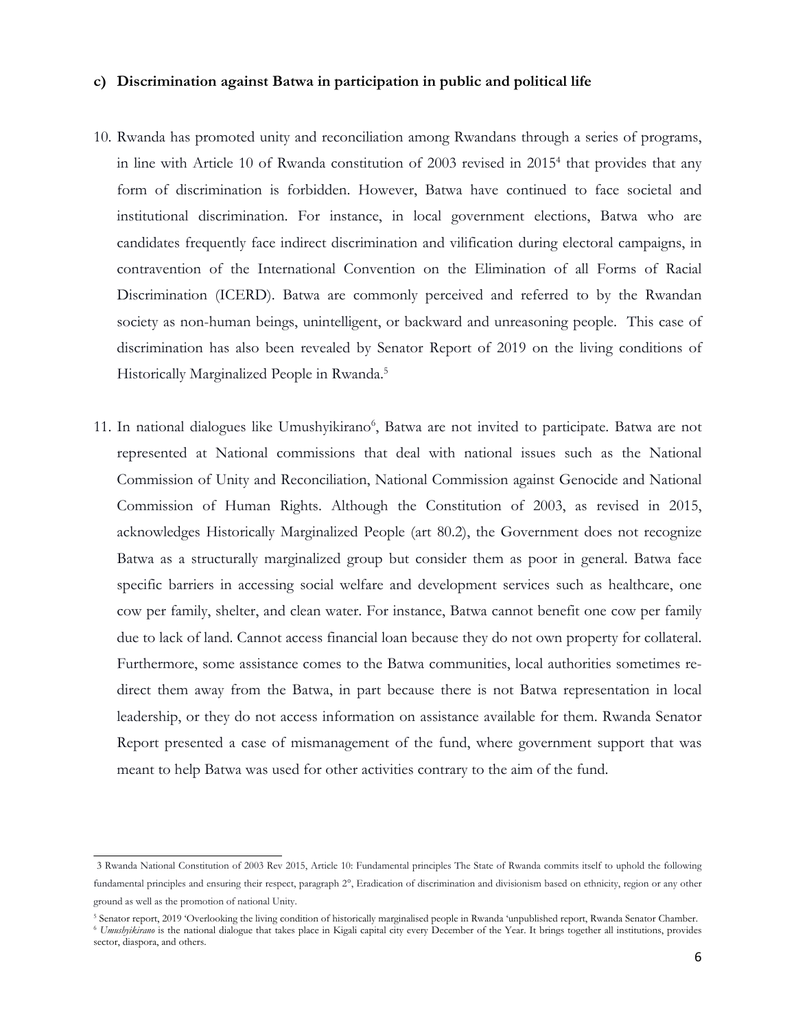**c) Discrimination against Batwa in participation in public and political life**

10. Rwanda has promoted unity and reconciliation among Rwandans through a series of programs, in line with Article 10 of Rwanda constitution of 2003 revised in 2015[4] that provides that any form of discrimination is forbidden. However, Batwa have continued to face societal and institutional discrimination. For instance, in local government elections, Batwa who are candidates frequently face indirect discrimination and vilification during electoral campaigns, in contravention of the International Convention on the Elimination of all Forms of Racial Discrimination (ICERD). Batwa are commonly perceived and referred to by the Rwandan society as non-human beings, unintelligent, or backward and unreasoning people. This case of discrimination has also been revealed by Senator Report of 2019 on the living conditions of Historically Marginalized People in Rwanda.[5]

11. In national dialogues like Umushyikirano[6], Batwa are not invited to participate. Batwa are not represented at National commissions that deal with national issues such as the National Commission of Unity and Reconciliation, National Commission against Genocide and National Commission of Human Rights. Although the Constitution of 2003, as revised in 2015, acknowledges Historically Marginalized People (art 80.2), the Government does not recognize Batwa as a structurally marginalized group but consider them as poor in general. Batwa face specific barriers in accessing social welfare and development services such as healthcare, one cow per family, shelter, and clean water. For instance, Batwa cannot benefit one cow per family due to lack of land. Cannot access financial loan because they do not own property for collateral. Furthermore, some assistance comes to the Batwa communities, local authorities sometimes re-direct them away from the Batwa, in part because there is not Batwa representation in local leadership, or they do not access information on assistance available for them. Rwanda Senator Report presented a case of mismanagement of the fund, where government support that was meant to help Batwa was used for other activities contrary to the aim of the fund.

---

3 Rwanda National Constitution of 2003 Rev 2015, Article 10: Fundamental principles The State of Rwanda commits itself to uphold the following fundamental principles and ensuring their respect, paragraph 2°, Eradication of discrimination and divisionism based on ethnicity, region or any other ground as well as the promotion of national Unity.

5 Senator report, 2019 'Overlooking the living condition of historically marginalised people in Rwanda 'unpublished report, Rwanda Senator Chamber.

6 *Umushyikirano* is the national dialogue that takes place in Kigali capital city every December of the Year. It brings together all institutions, provides sector, diaspora, and others.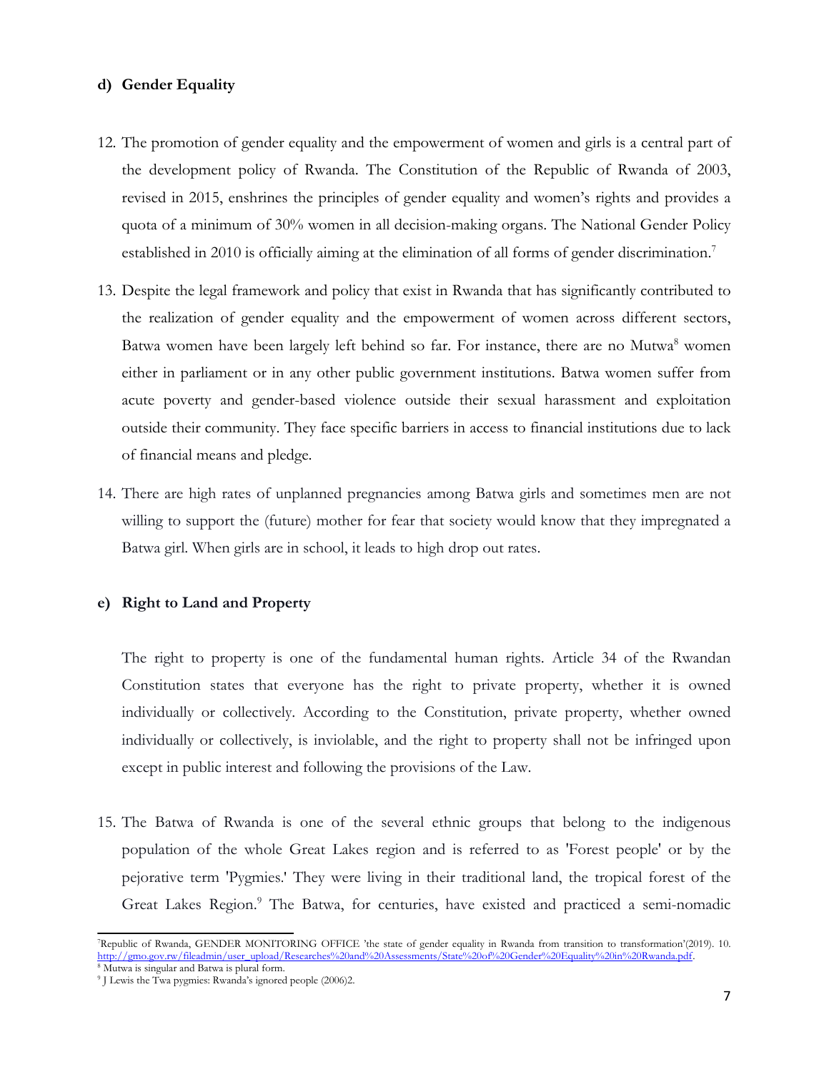**d) Gender Equality**

12. The promotion of gender equality and the empowerment of women and girls is a central part of the development policy of Rwanda. The Constitution of the Republic of Rwanda of 2003, revised in 2015, enshrines the principles of gender equality and women's rights and provides a quota of a minimum of 30% women in all decision-making organs. The National Gender Policy established in 2010 is officially aiming at the elimination of all forms of gender discrimination.[7]

13. Despite the legal framework and policy that exist in Rwanda that has significantly contributed to the realization of gender equality and the empowerment of women across different sectors, Batwa women have been largely left behind so far. For instance, there are no Mutwa[8] women either in parliament or in any other public government institutions. Batwa women suffer from acute poverty and gender-based violence outside their sexual harassment and exploitation outside their community. They face specific barriers in access to financial institutions due to lack of financial means and pledge.

14. There are high rates of unplanned pregnancies among Batwa girls and sometimes men are not willing to support the (future) mother for fear that society would know that they impregnated a Batwa girl. When girls are in school, it leads to high drop out rates.

**e) Right to Land and Property**

The right to property is one of the fundamental human rights. Article 34 of the Rwandan Constitution states that everyone has the right to private property, whether it is owned individually or collectively. According to the Constitution, private property, whether owned individually or collectively, is inviolable, and the right to property shall not be infringed upon except in public interest and following the provisions of the Law.

15. The Batwa of Rwanda is one of the several ethnic groups that belong to the indigenous population of the whole Great Lakes region and is referred to as 'Forest people' or by the pejorative term 'Pygmies.' They were living in their traditional land, the tropical forest of the Great Lakes Region.[9] The Batwa, for centuries, have existed and practiced a semi-nomadic

---

[7] Republic of Rwanda, GENDER MONITORING OFFICE 'the state of gender equality in Rwanda from transition to transformation'(2019). 10. http://gmo.gov.rw/fileadmin/user_upload/Researches%20and%20Assessments/State%20of%20Gender%20Equality%20in%20Rwanda.pdf.

[8] Mutwa is singular and Batwa is plural form.

[9] J Lewis the Twa pygmies: Rwanda's ignored people (2006)2.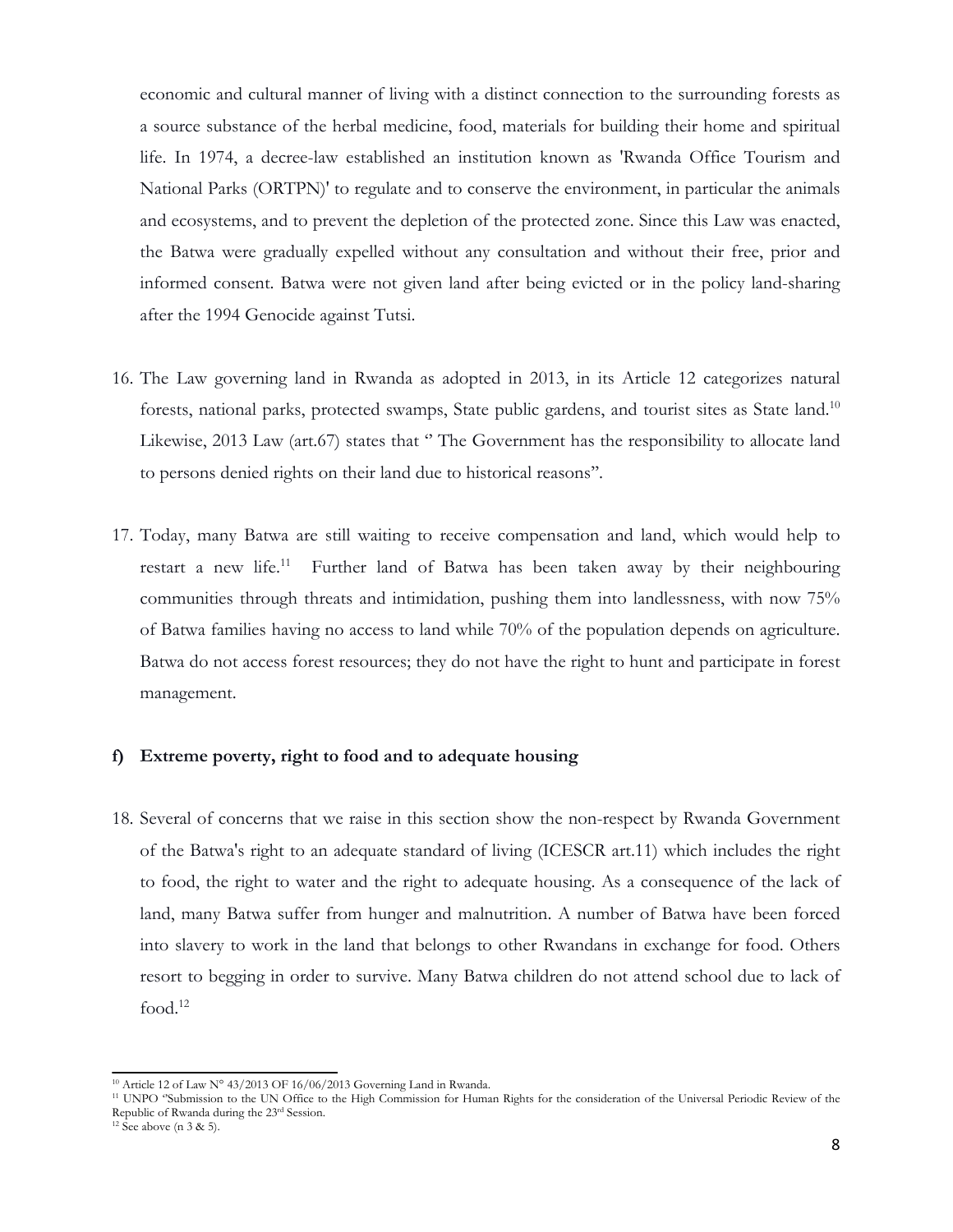economic and cultural manner of living with a distinct connection to the surrounding forests as a source substance of the herbal medicine, food, materials for building their home and spiritual life. In 1974, a decree-law established an institution known as 'Rwanda Office Tourism and National Parks (ORTPN)' to regulate and to conserve the environment, in particular the animals and ecosystems, and to prevent the depletion of the protected zone. Since this Law was enacted, the Batwa were gradually expelled without any consultation and without their free, prior and informed consent. Batwa were not given land after being evicted or in the policy land-sharing after the 1994 Genocide against Tutsi.

16. The Law governing land in Rwanda as adopted in 2013, in its Article 12 categorizes natural forests, national parks, protected swamps, State public gardens, and tourist sites as State land.[10] Likewise, 2013 Law (art.67) states that '' The Government has the responsibility to allocate land to persons denied rights on their land due to historical reasons".

17. Today, many Batwa are still waiting to receive compensation and land, which would help to restart a new life.[11] Further land of Batwa has been taken away by their neighbouring communities through threats and intimidation, pushing them into landlessness, with now 75% of Batwa families having no access to land while 70% of the population depends on agriculture. Batwa do not access forest resources; they do not have the right to hunt and participate in forest management.

**f) Extreme poverty, right to food and to adequate housing**

18. Several of concerns that we raise in this section show the non-respect by Rwanda Government of the Batwa's right to an adequate standard of living (ICESCR art.11) which includes the right to food, the right to water and the right to adequate housing. As a consequence of the lack of land, many Batwa suffer from hunger and malnutrition. A number of Batwa have been forced into slavery to work in the land that belongs to other Rwandans in exchange for food. Others resort to begging in order to survive. Many Batwa children do not attend school due to lack of food.[12]

---

[10] Article 12 of Law N° 43/2013 OF 16/06/2013 Governing Land in Rwanda.

[11] UNPO "Submission to the UN Office to the High Commission for Human Rights for the consideration of the Universal Periodic Review of the Republic of Rwanda during the 23rd Session.

[12] See above (n 3 & 5).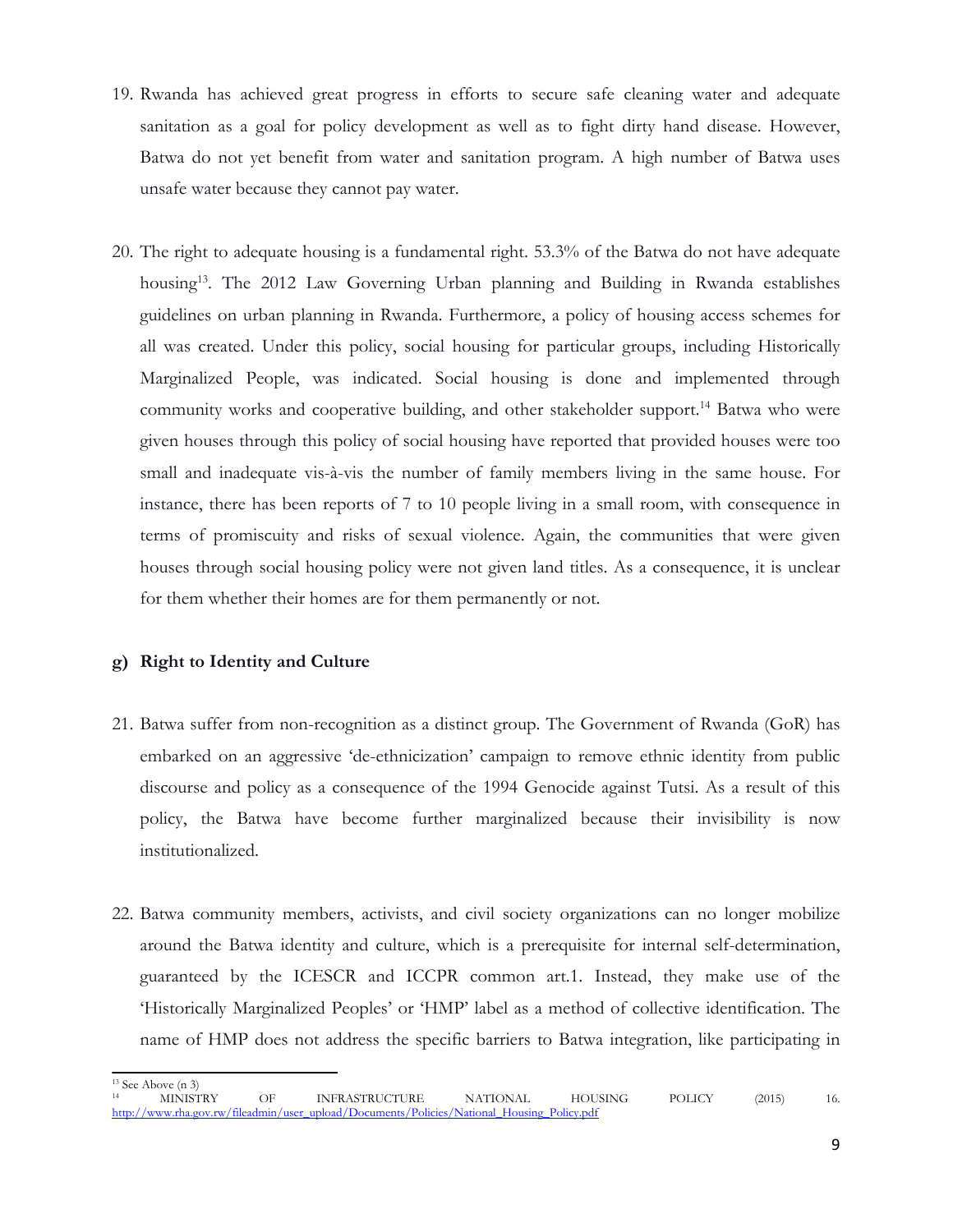19. Rwanda has achieved great progress in efforts to secure safe cleaning water and adequate sanitation as a goal for policy development as well as to fight dirty hand disease. However, Batwa do not yet benefit from water and sanitation program. A high number of Batwa uses unsafe water because they cannot pay water.

20. The right to adequate housing is a fundamental right. 53.3% of the Batwa do not have adequate housing[13]. The 2012 Law Governing Urban planning and Building in Rwanda establishes guidelines on urban planning in Rwanda. Furthermore, a policy of housing access schemes for all was created. Under this policy, social housing for particular groups, including Historically Marginalized People, was indicated. Social housing is done and implemented through community works and cooperative building, and other stakeholder support.[14] Batwa who were given houses through this policy of social housing have reported that provided houses were too small and inadequate vis-à-vis the number of family members living in the same house. For instance, there has been reports of 7 to 10 people living in a small room, with consequence in terms of promiscuity and risks of sexual violence. Again, the communities that were given houses through social housing policy were not given land titles. As a consequence, it is unclear for them whether their homes are for them permanently or not.

**g) Right to Identity and Culture**

21. Batwa suffer from non-recognition as a distinct group. The Government of Rwanda (GoR) has embarked on an aggressive 'de-ethnicization' campaign to remove ethnic identity from public discourse and policy as a consequence of the 1994 Genocide against Tutsi. As a result of this policy, the Batwa have become further marginalized because their invisibility is now institutionalized.

22. Batwa community members, activists, and civil society organizations can no longer mobilize around the Batwa identity and culture, which is a prerequisite for internal self-determination, guaranteed by the ICESCR and ICCPR common art.1. Instead, they make use of the 'Historically Marginalized Peoples' or 'HMP' label as a method of collective identification. The name of HMP does not address the specific barriers to Batwa integration, like participating in

---

[13] See Above (n 3)

[14] MINISTRY OF INFRASTRUCTURE NATIONAL HOUSING POLICY (2015) 16. http://www.rha.gov.rw/fileadmin/user_upload/Documents/Policies/National_Housing_Policy.pdf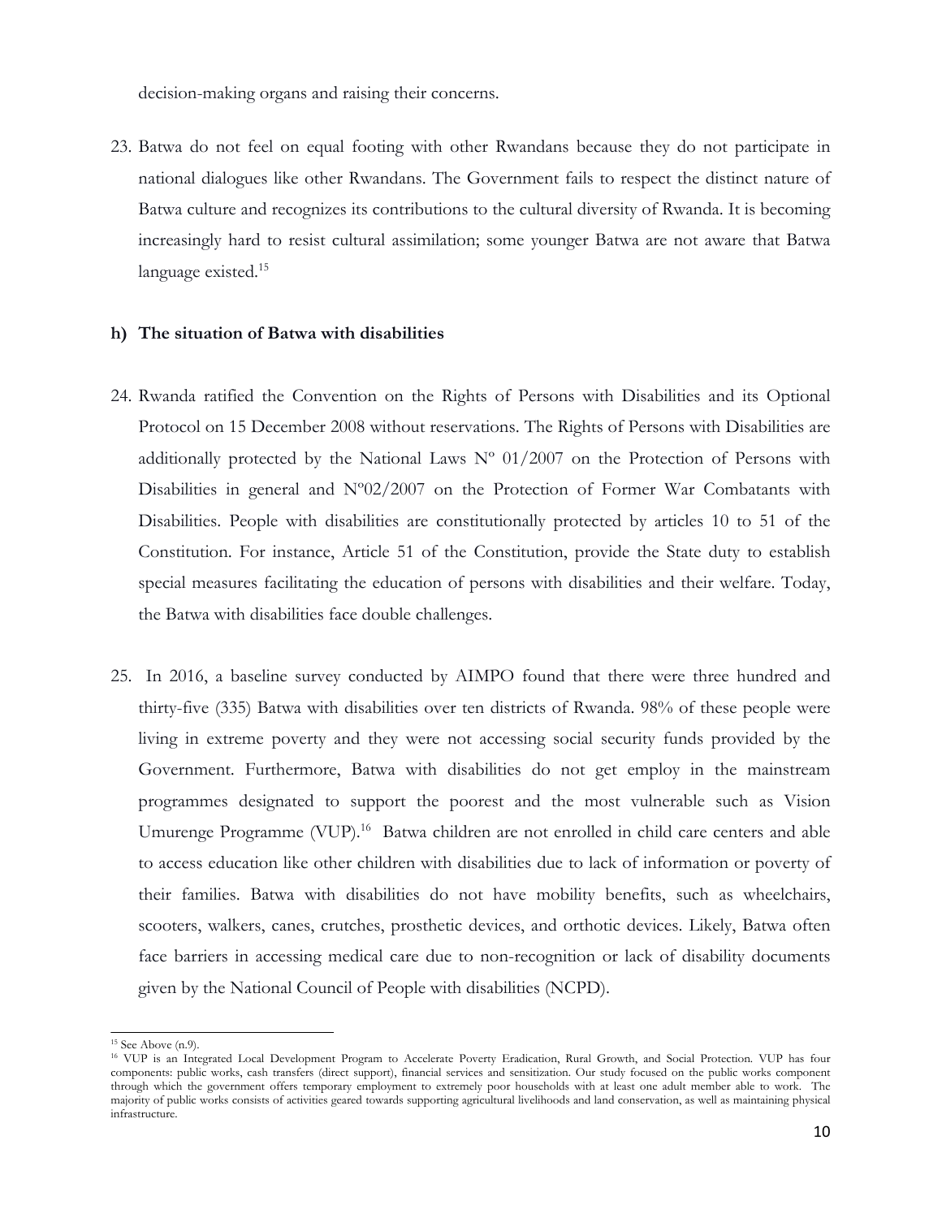decision-making organs and raising their concerns.

23. Batwa do not feel on equal footing with other Rwandans because they do not participate in national dialogues like other Rwandans. The Government fails to respect the distinct nature of Batwa culture and recognizes its contributions to the cultural diversity of Rwanda. It is becoming increasingly hard to resist cultural assimilation; some younger Batwa are not aware that Batwa language existed.[15]

**h) The situation of Batwa with disabilities**

24. Rwanda ratified the Convention on the Rights of Persons with Disabilities and its Optional Protocol on 15 December 2008 without reservations. The Rights of Persons with Disabilities are additionally protected by the National Laws Nº 01/2007 on the Protection of Persons with Disabilities in general and Nº02/2007 on the Protection of Former War Combatants with Disabilities. People with disabilities are constitutionally protected by articles 10 to 51 of the Constitution. For instance, Article 51 of the Constitution, provide the State duty to establish special measures facilitating the education of persons with disabilities and their welfare. Today, the Batwa with disabilities face double challenges.

25. In 2016, a baseline survey conducted by AIMPO found that there were three hundred and thirty-five (335) Batwa with disabilities over ten districts of Rwanda. 98% of these people were living in extreme poverty and they were not accessing social security funds provided by the Government. Furthermore, Batwa with disabilities do not get employ in the mainstream programmes designated to support the poorest and the most vulnerable such as Vision Umurenge Programme (VUP).[16] Batwa children are not enrolled in child care centers and able to access education like other children with disabilities due to lack of information or poverty of their families. Batwa with disabilities do not have mobility benefits, such as wheelchairs, scooters, walkers, canes, crutches, prosthetic devices, and orthotic devices. Likely, Batwa often face barriers in accessing medical care due to non-recognition or lack of disability documents given by the National Council of People with disabilities (NCPD).

---

[15] See Above (n.9).

[16] VUP is an Integrated Local Development Program to Accelerate Poverty Eradication, Rural Growth, and Social Protection. VUP has four components: public works, cash transfers (direct support), financial services and sensitization. Our study focused on the public works component through which the government offers temporary employment to extremely poor households with at least one adult member able to work. The majority of public works consists of activities geared towards supporting agricultural livelihoods and land conservation, as well as maintaining physical infrastructure.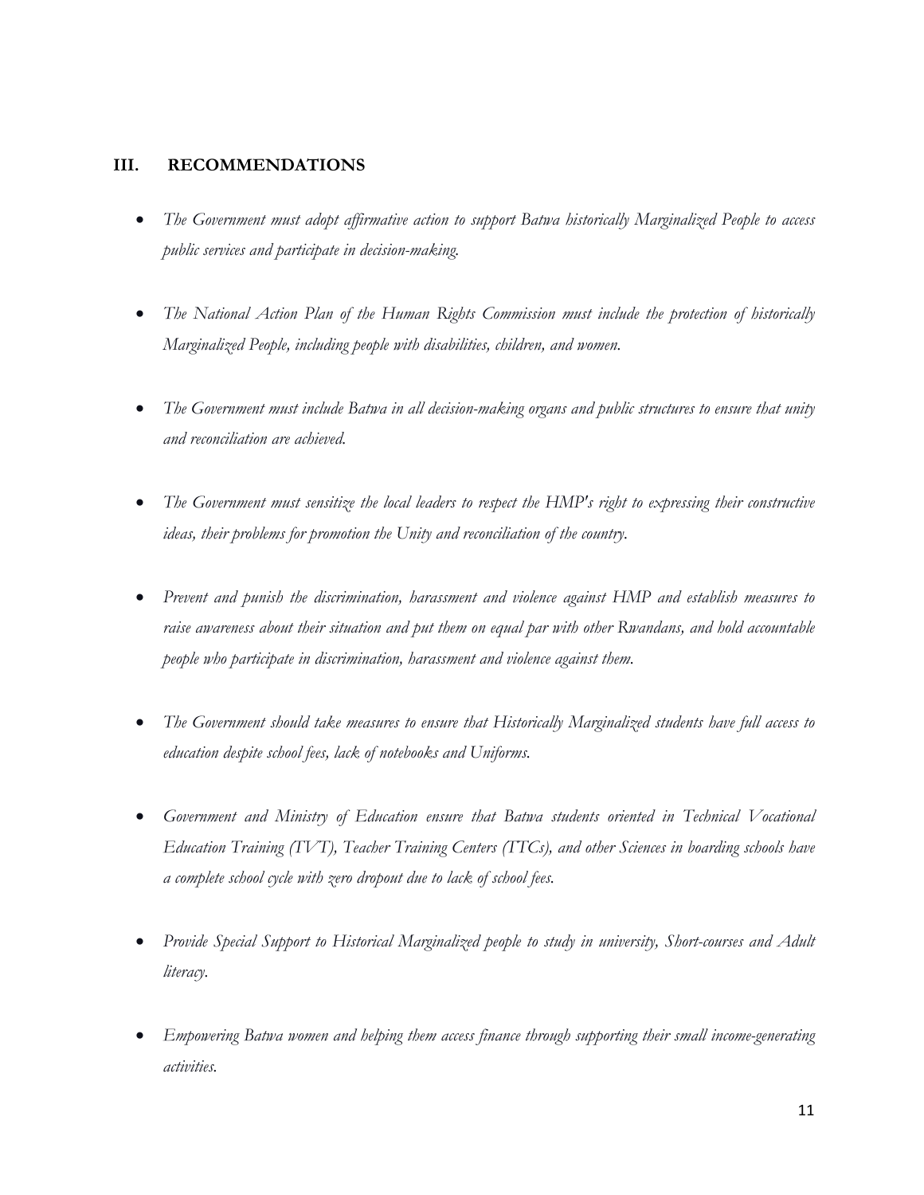## III. RECOMMENDATIONS

- *The Government must adopt affirmative action to support Batwa historically Marginalized People to access public services and participate in decision-making.*
- *The National Action Plan of the Human Rights Commission must include the protection of historically Marginalized People, including people with disabilities, children, and women.*
- *The Government must include Batwa in all decision-making organs and public structures to ensure that unity and reconciliation are achieved.*
- *The Government must sensitize the local leaders to respect the HMP's right to expressing their constructive ideas, their problems for promotion the Unity and reconciliation of the country.*
- *Prevent and punish the discrimination, harassment and violence against HMP and establish measures to raise awareness about their situation and put them on equal par with other Rwandans, and hold accountable people who participate in discrimination, harassment and violence against them.*
- *The Government should take measures to ensure that Historically Marginalized students have full access to education despite school fees, lack of notebooks and Uniforms.*
- *Government and Ministry of Education ensure that Batwa students oriented in Technical Vocational Education Training (TVT), Teacher Training Centers (TTCs), and other Sciences in boarding schools have a complete school cycle with zero dropout due to lack of school fees.*
- *Provide Special Support to Historical Marginalized people to study in university, Short-courses and Adult literacy.*
- *Empowering Batwa women and helping them access finance through supporting their small income-generating activities.*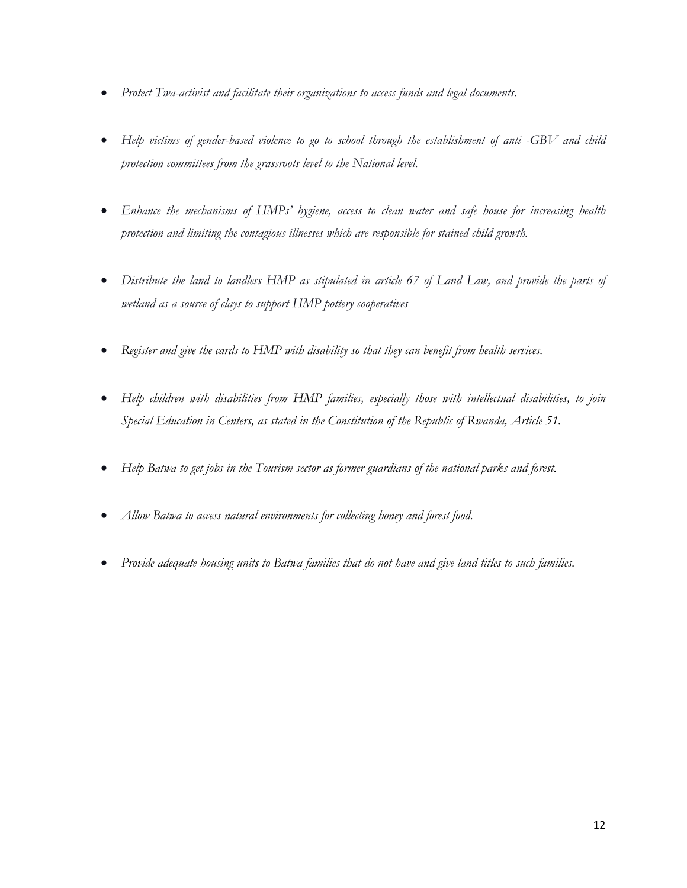- *Protect Twa-activist and facilitate their organizations to access funds and legal documents.*

- *Help victims of gender-based violence to go to school through the establishment of anti -GBV and child protection committees from the grassroots level to the National level.*

- *Enhance the mechanisms of HMPs' hygiene, access to clean water and safe house for increasing health protection and limiting the contagious illnesses which are responsible for stained child growth.*

- *Distribute the land to landless HMP as stipulated in article 67 of Land Law, and provide the parts of wetland as a source of clays to support HMP pottery cooperatives*

- *Register and give the cards to HMP with disability so that they can benefit from health services.*

- *Help children with disabilities from HMP families, especially those with intellectual disabilities, to join Special Education in Centers, as stated in the Constitution of the Republic of Rwanda, Article 51.*

- *Help Batwa to get jobs in the Tourism sector as former guardians of the national parks and forest.*

- *Allow Batwa to access natural environments for collecting honey and forest food.*

- *Provide adequate housing units to Batwa families that do not have and give land titles to such families.*